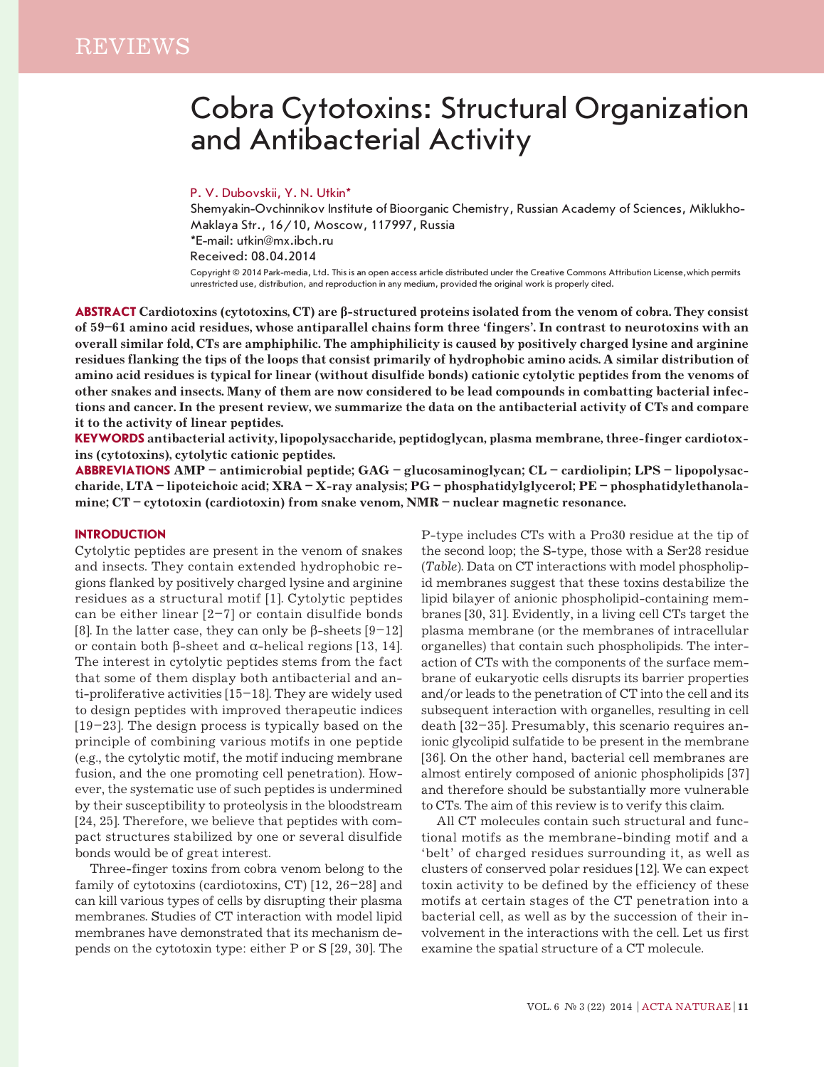# Cobra Cytotoxins: Structural Organization and Antibacterial Activity

P. V. Dubovskii, Y. N. Utkin*

Shemyakin-Ovchinnikov Institute of Bioorganic Chemistry, Russian Academy of Sciences, Miklukho-Maklaya Str., 16/10, Moscow, 117997, Russia

*E-mail: utkin@mx.ibch.ru

Received: 08.04.2014

Copyright © 2014 Park-media, Ltd. This is an open access article distributed under the Creative Commons Attribution License,which permits unrestricted use, distribution, and reproduction in any medium, provided the original work is properly cited.

**ABSTRACT Cardiotoxins (cytotoxins, CT) are β-structured proteins isolated from the venom of cobra. They consist of 59–61 amino acid residues, whose antiparallel chains form three 'fingers'. In contrast to neurotoxins with an overall similar fold, CTs are amphiphilic. The amphiphilicity is caused by positively charged lysine and arginine residues flanking the tips of the loops that consist primarily of hydrophobic amino acids. A similar distribution of amino acid residues is typical for linear (without disulfide bonds) cationic cytolytic peptides from the venoms of other snakes and insects. Many of them are now considered to be lead compounds in combatting bacterial infections and cancer. In the present review, we summarize the data on the antibacterial activity of CTs and compare it to the activity of linear peptides.**

**KEYWORDS antibacterial activity, lipopolysaccharide, peptidoglycan, plasma membrane, three-finger cardiotoxins (cytotoxins), cytolytic cationic peptides.**

**ABBREVIATIONS AMP – antimicrobial peptide; GAG – glucosaminoglycan; CL – cardiolipin; LPS – lipopolysaccharide, LTA – lipoteichoic acid; XRA – X-ray analysis; PG – phosphatidylglycerol; PE – phosphatidylethanolamine; CT – cytotoxin (cardiotoxin) from snake venom, NMR – nuclear magnetic resonance.**

## INTRODUCTION

Cytolytic peptides are present in the venom of snakes and insects. They contain extended hydrophobic regions flanked by positively charged lysine and arginine residues as a structural motif [1]. Cytolytic peptides can be either linear [2–7] or contain disulfide bonds [8]. In the latter case, they can only be β-sheets [9–12] or contain both β-sheet and α-helical regions [13, 14]. The interest in cytolytic peptides stems from the fact that some of them display both antibacterial and anti-proliferative activities [15–18]. They are widely used to design peptides with improved therapeutic indices [19–23]. The design process is typically based on the principle of combining various motifs in one peptide (e.g., the cytolytic motif, the motif inducing membrane fusion, and the one promoting cell penetration). However, the systematic use of such peptides is undermined by their susceptibility to proteolysis in the bloodstream [24, 25]. Therefore, we believe that peptides with compact structures stabilized by one or several disulfide bonds would be of great interest.

Three-finger toxins from cobra venom belong to the family of cytotoxins (cardiotoxins, CT) [12, 26–28] and can kill various types of cells by disrupting their plasma membranes. Studies of CT interaction with model lipid membranes have demonstrated that its mechanism depends on the cytotoxin type: either P or S [29, 30]. The P-type includes CTs with a Pro30 residue at the tip of the second loop; the S-type, those with a Ser28 residue (*Table*). Data on CT interactions with model phospholipid membranes suggest that these toxins destabilize the lipid bilayer of anionic phospholipid-containing membranes [30, 31]. Evidently, in a living cell CTs target the plasma membrane (or the membranes of intracellular organelles) that contain such phospholipids. The interaction of CTs with the components of the surface membrane of eukaryotic cells disrupts its barrier properties and/or leads to the penetration of CT into the cell and its subsequent interaction with organelles, resulting in cell death [32–35]. Presumably, this scenario requires anionic glycolipid sulfatide to be present in the membrane [36]. On the other hand, bacterial cell membranes are almost entirely composed of anionic phospholipids [37] and therefore should be substantially more vulnerable to CTs. The aim of this review is to verify this claim.

All CT molecules contain such structural and functional motifs as the membrane-binding motif and a 'belt' of charged residues surrounding it, as well as clusters of conserved polar residues [12]. We can expect toxin activity to be defined by the efficiency of these motifs at certain stages of the CT penetration into a bacterial cell, as well as by the succession of their involvement in the interactions with the cell. Let us first examine the spatial structure of a CT molecule.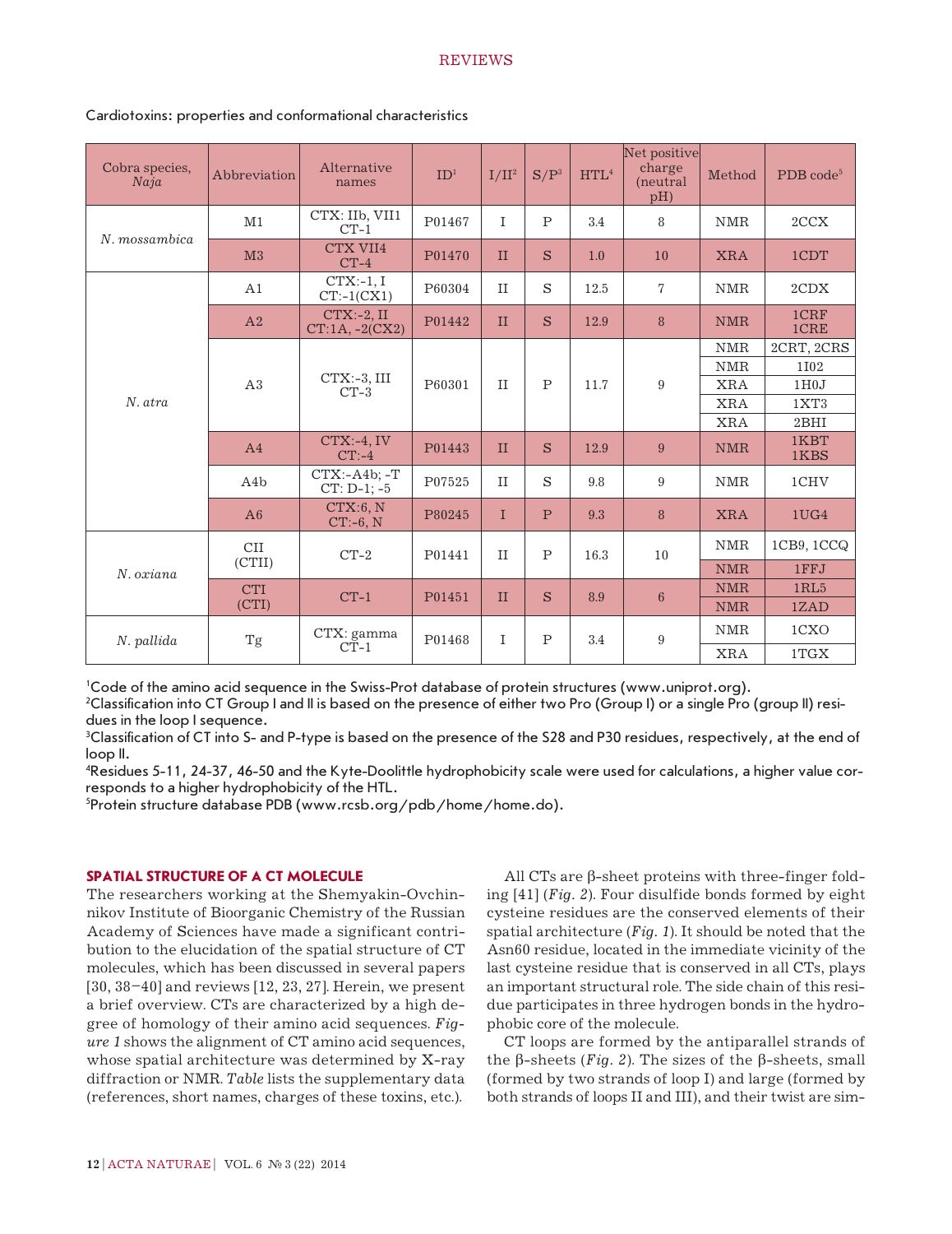Cardiotoxins: properties and conformational characteristics

| Cobra species, *Naja* | Abbreviation | Alternative names | ID[1] | I/II[2] | S/P[3] | HTL[4] | Net positive charge (neutral pH) | Method | PDB code[5] |
|---|---|---|---|---|---|---|---|---|---|
| *N. mossambica* | M1 | CTX: IIb, VII1 CT-1 | P01467 | I | P | 3.4 | 8 | NMR | 2CCX |
| | M3 | CTX VII4 CT-4 | P01470 | II | S | 1.0 | 10 | XRA | 1CDT |
| *N. atra* | A1 | CTX:-1, I CT:-1(CX1) | P60304 | II | S | 12.5 | 7 | NMR | 2CDX |
| | A2 | CTX:-2, II CT:1A, -2(CX2) | P01442 | II | S | 12.9 | 8 | NMR | 1CRF 1CRE |
| | A3 | CTX:-3, III CT-3 | P60301 | II | P | 11.7 | 9 | NMR | 2CRT, 2CRS |
| | | | | | | | | NMR | 1I02 |
| | | | | | | | | XRA | 1H0J |
| | | | | | | | | XRA | 1XT3 |
| | | | | | | | | XRA | 2BHI |
| | A4 | CTX:-4, IV CT:-4 | P01443 | II | S | 12.9 | 9 | NMR | 1KBT 1KBS |
| | A4b | CTX:-A4b; -T CT: D-1; -5 | P07525 | II | S | 9.8 | 9 | NMR | 1CHV |
| | A6 | CTX:6, N CT:-6, N | P80245 | I | P | 9.3 | 8 | XRA | 1UG4 |
| *N. oxiana* | CII (CTII) | CT-2 | P01441 | II | P | 16.3 | 10 | NMR | 1CB9, 1CCQ |
| | | | | | | | | NMR | 1FFJ |
| | CTI (CTI) | CT-1 | P01451 | II | S | 8.9 | 6 | NMR | 1RL5 |
| | | | | | | | | NMR | 1ZAD |
| *N. pallida* | Tg | CTX: gamma CT-1 | P01468 | I | P | 3.4 | 9 | NMR | 1CXO |
| | | | | | | | | XRA | 1TGX |

[1]Code of the amino acid sequence in the Swiss-Prot database of protein structures (www.uniprot.org).
[2]Classification into CT Group I and II is based on the presence of either two Pro (Group I) or a single Pro (group II) residues in the loop I sequence.
[3]Classification of CT into S- and P-type is based on the presence of the S28 and P30 residues, respectively, at the end of loop II.
[4]Residues 5-11, 24-37, 46-50 and the Kyte-Doolittle hydrophobicity scale were used for calculations, a higher value corresponds to a higher hydrophobicity of the HTL.
[5]Protein structure database PDB (www.rcsb.org/pdb/home/home.do).

## SPATIAL STRUCTURE OF A CT MOLECULE

The researchers working at the Shemyakin-Ovchinnikov Institute of Bioorganic Chemistry of the Russian Academy of Sciences have made a significant contribution to the elucidation of the spatial structure of CT molecules, which has been discussed in several papers [30, 38–40] and reviews [12, 23, 27]. Herein, we present a brief overview. CTs are characterized by a high degree of homology of their amino acid sequences. *Figure 1* shows the alignment of CT amino acid sequences, whose spatial architecture was determined by X-ray diffraction or NMR. *Table* lists the supplementary data (references, short names, charges of these toxins, etc.).

All CTs are β-sheet proteins with three-finger folding [41] (*Fig. 2*). Four disulfide bonds formed by eight cysteine residues are the conserved elements of their spatial architecture (*Fig. 1*). It should be noted that the Asn60 residue, located in the immediate vicinity of the last cysteine residue that is conserved in all CTs, plays an important structural role. The side chain of this residue participates in three hydrogen bonds in the hydrophobic core of the molecule.

CT loops are formed by the antiparallel strands of the β-sheets (*Fig. 2*). The sizes of the β-sheets, small (formed by two strands of loop I) and large (formed by both strands of loops II and III), and their twist are sim-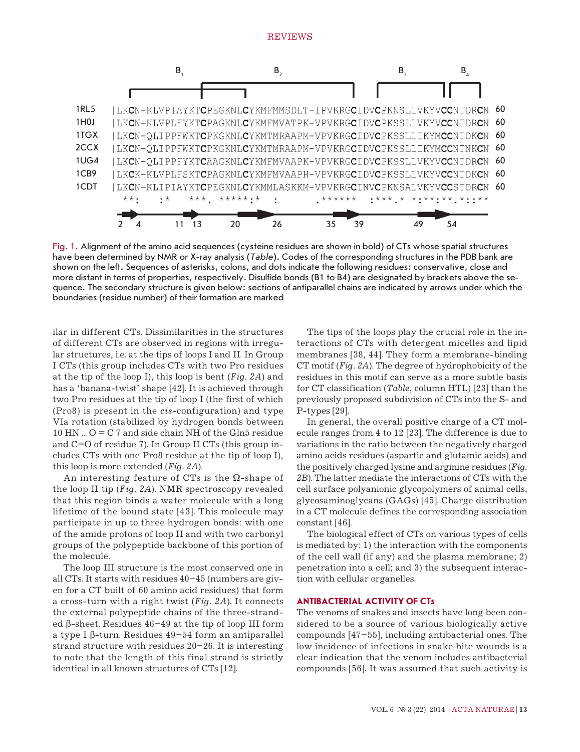```
                B1                        B2                           B3           B4
1RL5  |LKCN-KLVPIAYKTCPEGKNLCYKMFMMSDLT-IPVKRGCIDVCPKNSLLVKYVCCNTDRCN 60
1H0J  |LKCN-KLVPLFYKTCPAGKNLCYKMFMVATPK-VPVKRGCIDVCPKSSLLVKYVCCNTDRCN 60
1TGX  |LKCN-QLIPPFWKTCPKGKNLCYKMTMRAAPM-VPVKRGCIDVCPKSSLLIKYMCCNTDKCN 60
2CCX  |LKCN-QLIPPFWKTCPKGKNLCYKMTMRAAPM-VPVKRGCIDVCPKSSLLIKYMCCNTNKCN 60
1UG4  |LKCN-QLIPPFYKTCAAGKNLCYKMFMVAAPK-VPVKRGCIDVCPKSSLLVKYVCCNTDRCN 60
1CB9  |LKCK-KLVPLFSKTCPAGKNLCYKMFMVAAPH-VPVKRGCIDVCPKSSLLVKYVCCNTDKCN 60
1CDT  |LKCN-KLIPIAYKTCPEGKNLCYKMMLASKKM-VPVKRGCINVCPKNSALVKYVCCSTDRCN 60
        **:    :*   ***. *****:*   :      .******  :***.*  *:**:**.*::**

        2  4     11 13    20      26         35   39      49     54
```

Fig. 1. Alignment of the amino acid sequences (cysteine residues are shown in bold) of CTs whose spatial structures have been determined by NMR or X-ray analysis (*Table*). Codes of the corresponding structures in the PDB bank are shown on the left. Sequences of asterisks, colons, and dots indicate the following residues: conservative, close and more distant in terms of properties, respectively. Disulfide bonds (B1 to B4) are designated by brackets above the sequence. The secondary structure is given below: sections of antiparallel chains are indicated by arrows under which the boundaries (residue number) of their formation are marked

ilar in different CTs. Dissimilarities in the structures of different CTs are observed in regions with irregular structures, i.e. at the tips of loops I and II. In Group I CTs (this group includes CTs with two Pro residues at the tip of the loop I), this loop is bent (*Fig. 2A*) and has a 'banana-twist' shape [42]. It is achieved through two Pro residues at the tip of loop I (the first of which (Pro8) is present in the *cis*-configuration) and type VIa rotation (stabilized by hydrogen bonds between 10 HN ... O = C 7 and side chain NH of the Gln5 residue and C=O of residue 7). In Group II CTs (this group includes CTs with one Pro8 residue at the tip of loop I), this loop is more extended (*Fig. 2A*).

An interesting feature of CTs is the Ω-shape of the loop II tip (*Fig. 2A*). NMR spectroscopy revealed that this region binds a water molecule with a long lifetime of the bound state [43]. This molecule may participate in up to three hydrogen bonds: with one of the amide protons of loop II and with two carbonyl groups of the polypeptide backbone of this portion of the molecule.

The loop III structure is the most conserved one in all CTs. It starts with residues 40–45 (numbers are given for a CT built of 60 amino acid residues) that form a cross-turn with a right twist (*Fig. 2A*). It connects the external polypeptide chains of the three-stranded β-sheet. Residues 46–49 at the tip of loop III form a type I β-turn. Residues 49–54 form an antiparallel strand structure with residues 20–26. It is interesting to note that the length of this final strand is strictly identical in all known structures of CTs [12].

The tips of the loops play the crucial role in the interactions of CTs with detergent micelles and lipid membranes [38, 44]. They form a membrane-binding CT motif (*Fig. 2A*). The degree of hydrophobicity of the residues in this motif can serve as a more subtle basis for CT classification (*Table*, column HTL) [23] than the previously proposed subdivision of CTs into the S- and P-types [29].

In general, the overall positive charge of a CT molecule ranges from 4 to 12 [23]. The difference is due to variations in the ratio between the negatively charged amino acids residues (aspartic and glutamic acids) and the positively charged lysine and arginine residues (*Fig. 2B*). The latter mediate the interactions of CTs with the cell surface polyanionic glycopolymers of animal cells, glycosaminoglycans (GAGs) [45]. Charge distribution in a CT molecule defines the corresponding association constant [46].

The biological effect of CTs on various types of cells is mediated by: 1) the interaction with the components of the cell wall (if any) and the plasma membrane; 2) penetration into a cell; and 3) the subsequent interaction with cellular organelles.

## ANTIBACTERIAL ACTIVITY OF CTs

The venoms of snakes and insects have long been considered to be a source of various biologically active compounds [47–55], including antibacterial ones. The low incidence of infections in snake bite wounds is a clear indication that the venom includes antibacterial compounds [56]. It was assumed that such activity is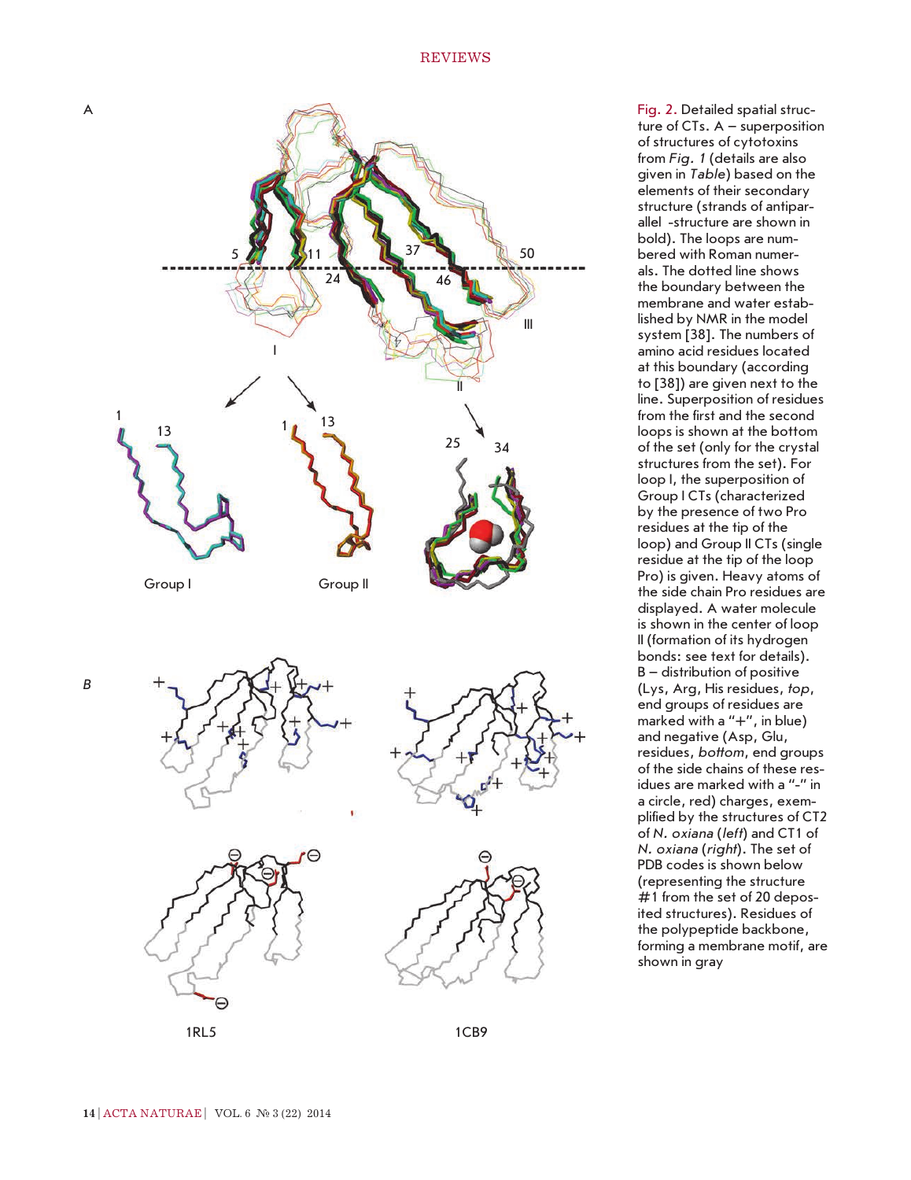Fig. 2. Detailed spatial structure of CTs. A – superposition of structures of cytotoxins from *Fig. 1* (details are also given in *Table*) based on the elements of their secondary structure (strands of antiparallel -structure are shown in bold). The loops are numbered with Roman numerals. The dotted line shows the boundary between the membrane and water established by NMR in the model system [38]. The numbers of amino acid residues located at this boundary (according to [38]) are given next to the line. Superposition of residues from the first and the second loops is shown at the bottom of the set (only for the crystal structures from the set). For loop I, the superposition of Group I CTs (characterized by the presence of two Pro residues at the tip of the loop) and Group II CTs (single residue at the tip of the loop Pro) is given. Heavy atoms of the side chain Pro residues are displayed. A water molecule is shown in the center of loop II (formation of its hydrogen bonds: see text for details). B – distribution of positive (Lys, Arg, His residues, *top*, end groups of residues are marked with a "+", in blue) and negative (Asp, Glu, residues, *bottom*, end groups of the side chains of these residues are marked with a "-" in a circle, red) charges, exemplified by the structures of CT2 of *N. oxiana* (*left*) and CT1 of *N. oxiana* (*right*). The set of PDB codes is shown below (representing the structure #1 from the set of 20 deposited structures). Residues of the polypeptide backbone, forming a membrane motif, are shown in gray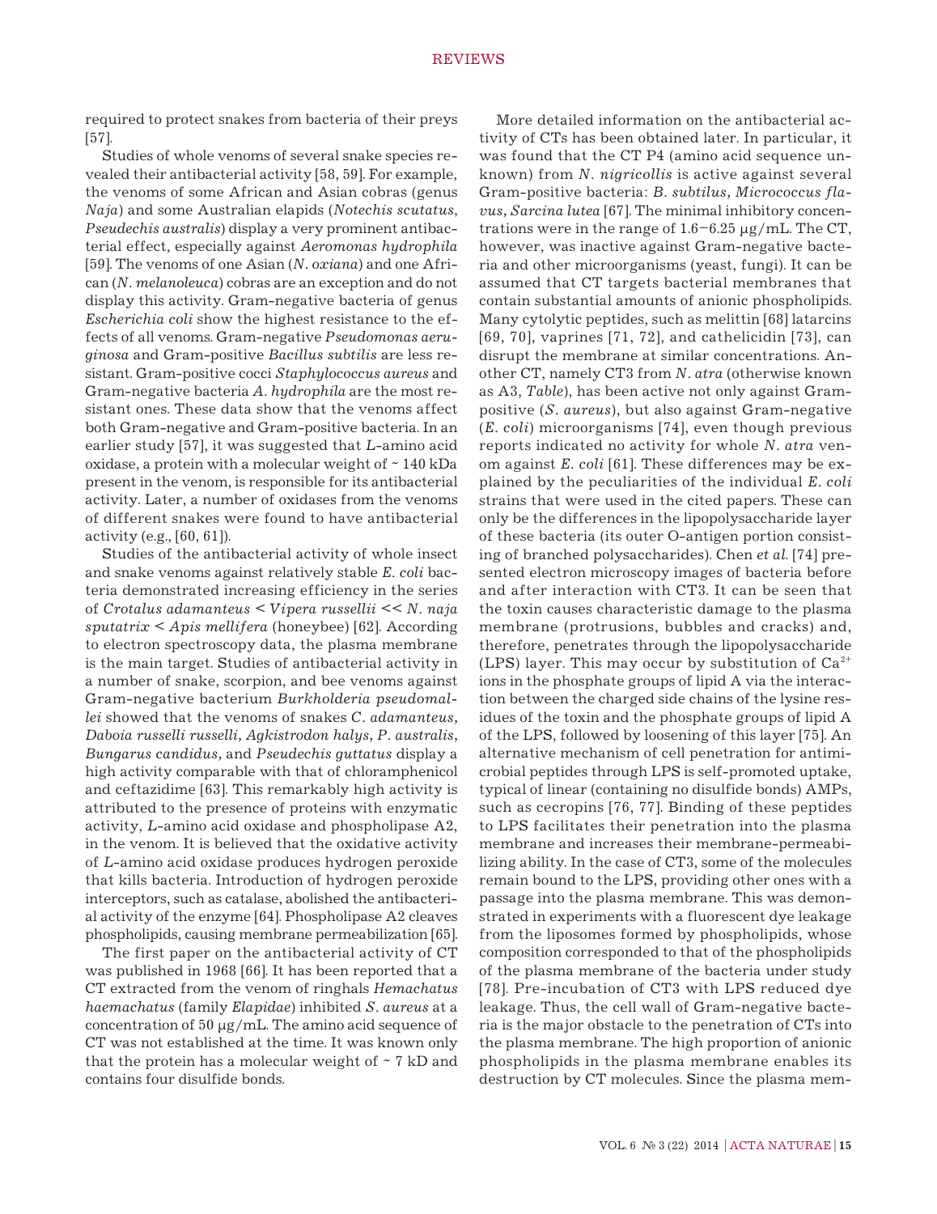required to protect snakes from bacteria of their preys [57].

Studies of whole venoms of several snake species revealed their antibacterial activity [58, 59]. For example, the venoms of some African and Asian cobras (genus *Naja*) and some Australian elapids (*Notechis scutatus*, *Pseudechis australis*) display a very prominent antibacterial effect, especially against *Aeromonas hydrophila* [59]. The venoms of one Asian (*N. oxiana*) and one African (*N. melanoleuca*) cobras are an exception and do not display this activity. Gram-negative bacteria of genus *Escherichia coli* show the highest resistance to the effects of all venoms. Gram-negative *Pseudomonas aeruginosa* and Gram-positive *Bacillus subtilis* are less resistant. Gram-positive cocci *Staphylococcus aureus* and Gram-negative bacteria *A. hydrophila* are the most resistant ones. These data show that the venoms affect both Gram-negative and Gram-positive bacteria. In an earlier study [57], it was suggested that *L*-amino acid oxidase, a protein with a molecular weight of ~ 140 kDa present in the venom, is responsible for its antibacterial activity. Later, a number of oxidases from the venoms of different snakes were found to have antibacterial activity (e.g., [60, 61]).

Studies of the antibacterial activity of whole insect and snake venoms against relatively stable *E. coli* bacteria demonstrated increasing efficiency in the series of *Crotalus adamanteus* < *Vipera russellii* << *N. naja sputatrix* < *Apis mellifera* (honeybee) [62]. According to electron spectroscopy data, the plasma membrane is the main target. Studies of antibacterial activity in a number of snake, scorpion, and bee venoms against Gram-negative bacterium *Burkholderia pseudomallei* showed that the venoms of snakes *C. adamanteus, Daboia russelli russelli, Agkistrodon halys, P. australis, Bungarus candidus,* and *Pseudechis guttatus* display a high activity comparable with that of chloramphenicol and ceftazidime [63]. This remarkably high activity is attributed to the presence of proteins with enzymatic activity, *L*-amino acid oxidase and phospholipase A2, in the venom. It is believed that the oxidative activity of *L*-amino acid oxidase produces hydrogen peroxide that kills bacteria. Introduction of hydrogen peroxide interceptors, such as catalase, abolished the antibacterial activity of the enzyme [64]. Phospholipase A2 cleaves phospholipids, causing membrane permeabilization [65].

The first paper on the antibacterial activity of CT was published in 1968 [66]. It has been reported that a CT extracted from the venom of ringhals *Hemachatus haemachatus* (family *Elapidae*) inhibited *S. aureus* at a concentration of 50 μg/mL. The amino acid sequence of CT was not established at the time. It was known only that the protein has a molecular weight of ~ 7 kD and contains four disulfide bonds.

More detailed information on the antibacterial activity of CTs has been obtained later. In particular, it was found that the CT P4 (amino acid sequence unknown) from *N. nigricollis* is active against several Gram-positive bacteria: *B. subtilus, Micrococcus flavus, Sarcina lutea* [67]. The minimal inhibitory concentrations were in the range of 1.6–6.25 μg/mL. The CT, however, was inactive against Gram-negative bacteria and other microorganisms (yeast, fungi). It can be assumed that CT targets bacterial membranes that contain substantial amounts of anionic phospholipids. Many cytolytic peptides, such as melittin [68] latarcins [69, 70], vaprines [71, 72], and cathelicidin [73], can disrupt the membrane at similar concentrations. Another CT, namely CT3 from *N. atra* (otherwise known as A3, *Table*), has been active not only against Gram-positive (*S. aureus*), but also against Gram-negative (*E. coli*) microorganisms [74], even though previous reports indicated no activity for whole *N. atra* venom against *E. coli* [61]. These differences may be explained by the peculiarities of the individual *E. coli* strains that were used in the cited papers. These can only be the differences in the lipopolysaccharide layer of these bacteria (its outer O-antigen portion consisting of branched polysaccharides). Chen *et al.* [74] presented electron microscopy images of bacteria before and after interaction with CT3. It can be seen that the toxin causes characteristic damage to the plasma membrane (protrusions, bubbles and cracks) and, therefore, penetrates through the lipopolysaccharide (LPS) layer. This may occur by substitution of $Ca^{2+}$ ions in the phosphate groups of lipid A via the interaction between the charged side chains of the lysine residues of the toxin and the phosphate groups of lipid A of the LPS, followed by loosening of this layer [75]. An alternative mechanism of cell penetration for antimicrobial peptides through LPS is self-promoted uptake, typical of linear (containing no disulfide bonds) AMPs, such as cecropins [76, 77]. Binding of these peptides to LPS facilitates their penetration into the plasma membrane and increases their membrane-permeabilizing ability. In the case of CT3, some of the molecules remain bound to the LPS, providing other ones with a passage into the plasma membrane. This was demonstrated in experiments with a fluorescent dye leakage from the liposomes formed by phospholipids, whose composition corresponded to that of the phospholipids of the plasma membrane of the bacteria under study [78]. Pre-incubation of CT3 with LPS reduced dye leakage. Thus, the cell wall of Gram-negative bacteria is the major obstacle to the penetration of CTs into the plasma membrane. The high proportion of anionic phospholipids in the plasma membrane enables its destruction by CT molecules. Since the plasma mem-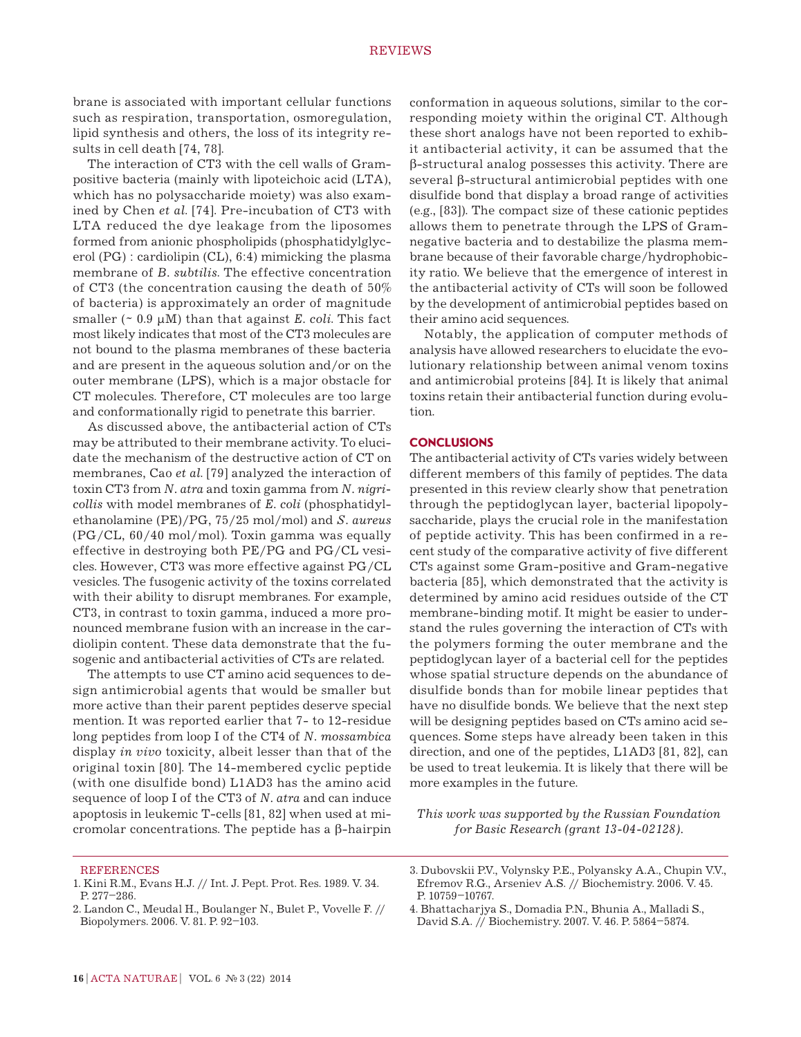brane is associated with important cellular functions such as respiration, transportation, osmoregulation, lipid synthesis and others, the loss of its integrity results in cell death [74, 78].

The interaction of CT3 with the cell walls of Gram-positive bacteria (mainly with lipoteichoic acid (LTA), which has no polysaccharide moiety) was also examined by Chen *et al.* [74]. Pre-incubation of CT3 with LTA reduced the dye leakage from the liposomes formed from anionic phospholipids (phosphatidylglycerol (PG) : cardiolipin (CL), 6:4) mimicking the plasma membrane of *B. subtilis.* The effective concentration of CT3 (the concentration causing the death of 50% of bacteria) is approximately an order of magnitude smaller (~ 0.9 μM) than that against *E. coli*. This fact most likely indicates that most of the CT3 molecules are not bound to the plasma membranes of these bacteria and are present in the aqueous solution and/or on the outer membrane (LPS), which is a major obstacle for CT molecules. Therefore, CT molecules are too large and conformationally rigid to penetrate this barrier.

As discussed above, the antibacterial action of CTs may be attributed to their membrane activity. To elucidate the mechanism of the destructive action of CT on membranes, Cao *et al.* [79] analyzed the interaction of toxin CT3 from *N. atra* and toxin gamma from *N. nigricollis* with model membranes of *E. coli* (phosphatidylethanolamine (PE)/PG, 75/25 mol/mol) and *S. aureus* (PG/CL, 60/40 mol/mol). Toxin gamma was equally effective in destroying both PE/PG and PG/CL vesicles. However, CT3 was more effective against PG/CL vesicles. The fusogenic activity of the toxins correlated with their ability to disrupt membranes. For example, CT3, in contrast to toxin gamma, induced a more pronounced membrane fusion with an increase in the cardiolipin content. These data demonstrate that the fusogenic and antibacterial activities of CTs are related.

The attempts to use CT amino acid sequences to design antimicrobial agents that would be smaller but more active than their parent peptides deserve special mention. It was reported earlier that 7- to 12-residue long peptides from loop I of the CT4 of *N. mossambica* display *in vivo* toxicity, albeit lesser than that of the original toxin [80]. The 14-membered cyclic peptide (with one disulfide bond) L1AD3 has the amino acid sequence of loop I of the CT3 of *N. atra* and can induce apoptosis in leukemic T-cells [81, 82] when used at micromolar concentrations. The peptide has a β-hairpin conformation in aqueous solutions, similar to the corresponding moiety within the original CT. Although these short analogs have not been reported to exhibit antibacterial activity, it can be assumed that the β-structural analog possesses this activity. There are several β-structural antimicrobial peptides with one disulfide bond that display a broad range of activities (e.g., [83]). The compact size of these cationic peptides allows them to penetrate through the LPS of Gram-negative bacteria and to destabilize the plasma membrane because of their favorable charge/hydrophobicity ratio. We believe that the emergence of interest in the antibacterial activity of CTs will soon be followed by the development of antimicrobial peptides based on their amino acid sequences.

Notably, the application of computer methods of analysis have allowed researchers to elucidate the evolutionary relationship between animal venom toxins and antimicrobial proteins [84]. It is likely that animal toxins retain their antibacterial function during evolution.

## CONCLUSIONS

The antibacterial activity of CTs varies widely between different members of this family of peptides. The data presented in this review clearly show that penetration through the peptidoglycan layer, bacterial lipopolysaccharide, plays the crucial role in the manifestation of peptide activity. This has been confirmed in a recent study of the comparative activity of five different CTs against some Gram-positive and Gram-negative bacteria [85], which demonstrated that the activity is determined by amino acid residues outside of the CT membrane-binding motif. It might be easier to understand the rules governing the interaction of CTs with the polymers forming the outer membrane and the peptidoglycan layer of a bacterial cell for the peptides whose spatial structure depends on the abundance of disulfide bonds than for mobile linear peptides that have no disulfide bonds. We believe that the next step will be designing peptides based on CTs amino acid sequences. Some steps have already been taken in this direction, and one of the peptides, L1AD3 [81, 82], can be used to treat leukemia. It is likely that there will be more examples in the future.

*This work was supported by the Russian Foundation for Basic Research (grant 13-04-02128).*

## REFERENCES

1. Kini R.M., Evans H.J. // Int. J. Pept. Prot. Res. 1989. V. 34. P. 277–286.
2. Landon C., Meudal H., Boulanger N., Bulet P., Vovelle F. // Biopolymers. 2006. V. 81. P. 92–103.
3. Dubovskii P.V., Volynsky P.E., Polyansky A.A., Chupin V.V., Efremov R.G., Arseniev A.S. // Biochemistry. 2006. V. 45. P. 10759–10767.
4. Bhattacharjya S., Domadia P.N., Bhunia A., Malladi S., David S.A. // Biochemistry. 2007. V. 46. P. 5864–5874.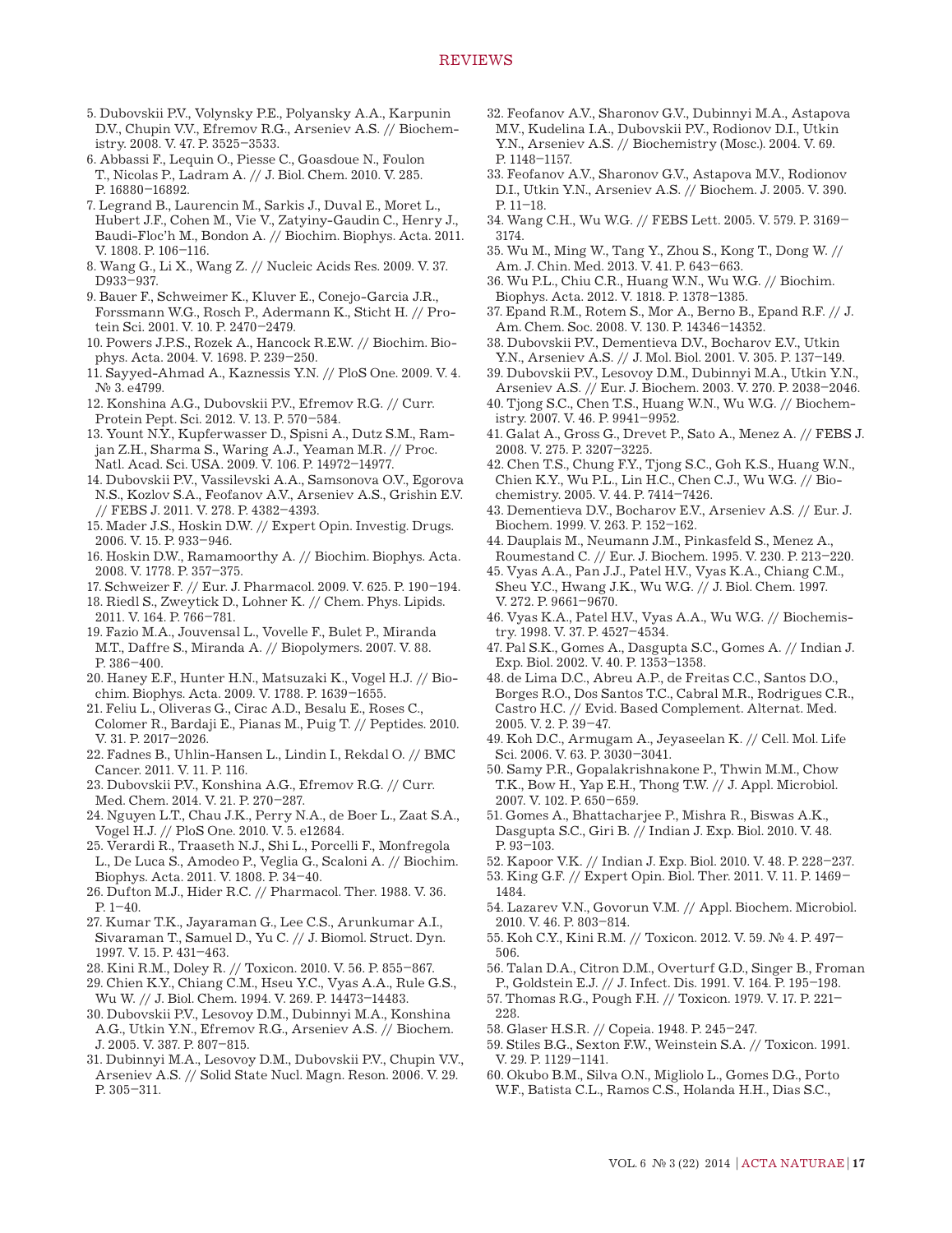5. Dubovskii P.V., Volynsky P.E., Polyansky A.A., Karpunin D.V., Chupin V.V., Efremov R.G., Arseniev A.S. // Biochemistry. 2008. V. 47. P. 3525–3533.
6. Abbassi F., Lequin O., Piesse C., Goasdoue N., Foulon T., Nicolas P., Ladram A. // J. Biol. Chem. 2010. V. 285. P. 16880–16892.
7. Legrand B., Laurencin M., Sarkis J., Duval E., Moret L., Hubert J.F., Cohen M., Vie V., Zatyiny-Gaudin C., Henry J., Baudi-Floc'h M., Bondon A. // Biochim. Biophys. Acta. 2011. V. 1808. P. 106–116.
8. Wang G., Li X., Wang Z. // Nucleic Acids Res. 2009. V. 37. D933–937.
9. Bauer F., Schweimer K., Kluver E., Conejo-Garcia J.R., Forssmann W.G., Rosch P., Adermann K., Sticht H. // Protein Sci. 2001. V. 10. P. 2470–2479.
10. Powers J.P.S., Rozek A., Hancock R.E.W. // Biochim. Biophys. Acta. 2004. V. 1698. P. 239–250.
11. Sayyed-Ahmad A., Kaznessis Y.N. // PloS One. 2009. V. 4. № 3. e4799.
12. Konshina A.G., Dubovskii P.V., Efremov R.G. // Curr. Protein Pept. Sci. 2012. V. 13. P. 570–584.
13. Yount N.Y., Kupferwasser D., Spisni A., Dutz S.M., Ramjan Z.H., Sharma S., Waring A.J., Yeaman M.R. // Proc. Natl. Acad. Sci. USA. 2009. V. 106. P. 14972–14977.
14. Dubovskii P.V., Vassilevski A.A., Samsonova O.V., Egorova N.S., Kozlov S.A., Feofanov A.V., Arseniev A.S., Grishin E.V. // FEBS J. 2011. V. 278. P. 4382–4393.
15. Mader J.S., Hoskin D.W. // Expert Opin. Investig. Drugs. 2006. V. 15. P. 933–946.
16. Hoskin D.W., Ramamoorthy A. // Biochim. Biophys. Acta. 2008. V. 1778. P. 357–375.
17. Schweizer F. // Eur. J. Pharmacol. 2009. V. 625. P. 190–194.
18. Riedl S., Zweytick D., Lohner K. // Chem. Phys. Lipids. 2011. V. 164. P. 766–781.
19. Fazio M.A., Jouvensal L., Vovelle F., Bulet P., Miranda M.T., Daffre S., Miranda A. // Biopolymers. 2007. V. 88. P. 386–400.
20. Haney E.F., Hunter H.N., Matsuzaki K., Vogel H.J. // Biochim. Biophys. Acta. 2009. V. 1788. P. 1639–1655.
21. Feliu L., Oliveras G., Cirac A.D., Besalu E., Roses C., Colomer R., Bardaji E., Pianas M., Puig T. // Peptides. 2010. V. 31. P. 2017–2026.
22. Fadnes B., Uhlin-Hansen L., Lindin I., Rekdal O. // BMC Cancer. 2011. V. 11. P. 116.
23. Dubovskii P.V., Konshina A.G., Efremov R.G. // Curr. Med. Chem. 2014. V. 21. P. 270–287.
24. Nguyen L.T., Chau J.K., Perry N.A., de Boer L., Zaat S.A., Vogel H.J. // PloS One. 2010. V. 5. e12684.
25. Verardi R., Traaseth N.J., Shi L., Porcelli F., Monfregola L., De Luca S., Amodeo P., Veglia G., Scaloni A. // Biochim. Biophys. Acta. 2011. V. 1808. P. 34–40.
26. Dufton M.J., Hider R.C. // Pharmacol. Ther. 1988. V. 36. P. 1–40.
27. Kumar T.K., Jayaraman G., Lee C.S., Arunkumar A.I., Sivaraman T., Samuel D., Yu C. // J. Biomol. Struct. Dyn. 1997. V. 15. P. 431–463.
28. Kini R.M., Doley R. // Toxicon. 2010. V. 56. P. 855–867.
29. Chien K.Y., Chiang C.M., Hseu Y.C., Vyas A.A., Rule G.S., Wu W. // J. Biol. Chem. 1994. V. 269. P. 14473–14483.
30. Dubovskii P.V., Lesovoy D.M., Dubinnyi M.A., Konshina A.G., Utkin Y.N., Efremov R.G., Arseniev A.S. // Biochem. J. 2005. V. 387. P. 807–815.
31. Dubinnyi M.A., Lesovoy D.M., Dubovskii P.V., Chupin V.V., Arseniev A.S. // Solid State Nucl. Magn. Reson. 2006. V. 29. P. 305–311.
32. Feofanov A.V., Sharonov G.V., Dubinnyi M.A., Astapova M.V., Kudelina I.A., Dubovskii P.V., Rodionov D.I., Utkin Y.N., Arseniev A.S. // Biochemistry (Mosc.). 2004. V. 69. P. 1148–1157.
33. Feofanov A.V., Sharonov G.V., Astapova M.V., Rodionov D.I., Utkin Y.N., Arseniev A.S. // Biochem. J. 2005. V. 390. P. 11–18.
34. Wang C.H., Wu W.G. // FEBS Lett. 2005. V. 579. P. 3169–3174.
35. Wu M., Ming W., Tang Y., Zhou S., Kong T., Dong W. // Am. J. Chin. Med. 2013. V. 41. P. 643–663.
36. Wu P.L., Chiu C.R., Huang W.N., Wu W.G. // Biochim. Biophys. Acta. 2012. V. 1818. P. 1378–1385.
37. Epand R.M., Rotem S., Mor A., Berno B., Epand R.F. // J. Am. Chem. Soc. 2008. V. 130. P. 14346–14352.
38. Dubovskii P.V., Dementieva D.V., Bocharov E.V., Utkin Y.N., Arseniev A.S. // J. Mol. Biol. 2001. V. 305. P. 137–149.
39. Dubovskii P.V., Lesovoy D.M., Dubinnyi M.A., Utkin Y.N., Arseniev A.S. // Eur. J. Biochem. 2003. V. 270. P. 2038–2046.
40. Tjong S.C., Chen T.S., Huang W.N., Wu W.G. // Biochemistry. 2007. V. 46. P. 9941–9952.
41. Galat A., Gross G., Drevet P., Sato A., Menez A. // FEBS J. 2008. V. 275. P. 3207–3225.
42. Chen T.S., Chung F.Y., Tjong S.C., Goh K.S., Huang W.N., Chien K.Y., Wu P.L., Lin H.C., Chen C.J., Wu W.G. // Biochemistry. 2005. V. 44. P. 7414–7426.
43. Dementieva D.V., Bocharov E.V., Arseniev A.S. // Eur. J. Biochem. 1999. V. 263. P. 152–162.
44. Dauplais M., Neumann J.M., Pinkasfeld S., Menez A., Roumestand C. // Eur. J. Biochem. 1995. V. 230. P. 213–220.
45. Vyas A.A., Pan J.J., Patel H.V., Vyas K.A., Chiang C.M., Sheu Y.C., Hwang J.K., Wu W.G. // J. Biol. Chem. 1997. V. 272. P. 9661–9670.
46. Vyas K.A., Patel H.V., Vyas A.A., Wu W.G. // Biochemistry. 1998. V. 37. P. 4527–4534.
47. Pal S.K., Gomes A., Dasgupta S.C., Gomes A. // Indian J. Exp. Biol. 2002. V. 40. P. 1353–1358.
48. de Lima D.C., Abreu A.P., de Freitas C.C., Santos D.O., Borges R.O., Dos Santos T.C., Cabral M.R., Rodrigues C.R., Castro H.C. // Evid. Based Complement. Alternat. Med. 2005. V. 2. P. 39–47.
49. Koh D.C., Armugam A., Jeyaseelan K. // Cell. Mol. Life Sci. 2006. V. 63. P. 3030–3041.
50. Samy P.R., Gopalakrishnakone P., Thwin M.M., Chow T.K., Bow H., Yap E.H., Thong T.W. // J. Appl. Microbiol. 2007. V. 102. P. 650–659.
51. Gomes A., Bhattacharjee P., Mishra R., Biswas A.K., Dasgupta S.C., Giri B. // Indian J. Exp. Biol. 2010. V. 48. P. 93–103.
52. Kapoor V.K. // Indian J. Exp. Biol. 2010. V. 48. P. 228–237.
53. King G.F. // Expert Opin. Biol. Ther. 2011. V. 11. P. 1469–1484.
54. Lazarev V.N., Govorun V.M. // Appl. Biochem. Microbiol. 2010. V. 46. P. 803–814.
55. Koh C.Y., Kini R.M. // Toxicon. 2012. V. 59. № 4. P. 497–506.
56. Talan D.A., Citron D.M., Overturf G.D., Singer B., Froman P., Goldstein E.J. // J. Infect. Dis. 1991. V. 164. P. 195–198.
57. Thomas R.G., Pough F.H. // Toxicon. 1979. V. 17. P. 221–228.
58. Glaser H.S.R. // Copeia. 1948. P. 245–247.
59. Stiles B.G., Sexton F.W., Weinstein S.A. // Toxicon. 1991. V. 29. P. 1129–1141.
60. Okubo B.M., Silva O.N., Migliolo L., Gomes D.G., Porto W.F., Batista C.L., Ramos C.S., Holanda H.H., Dias S.C.,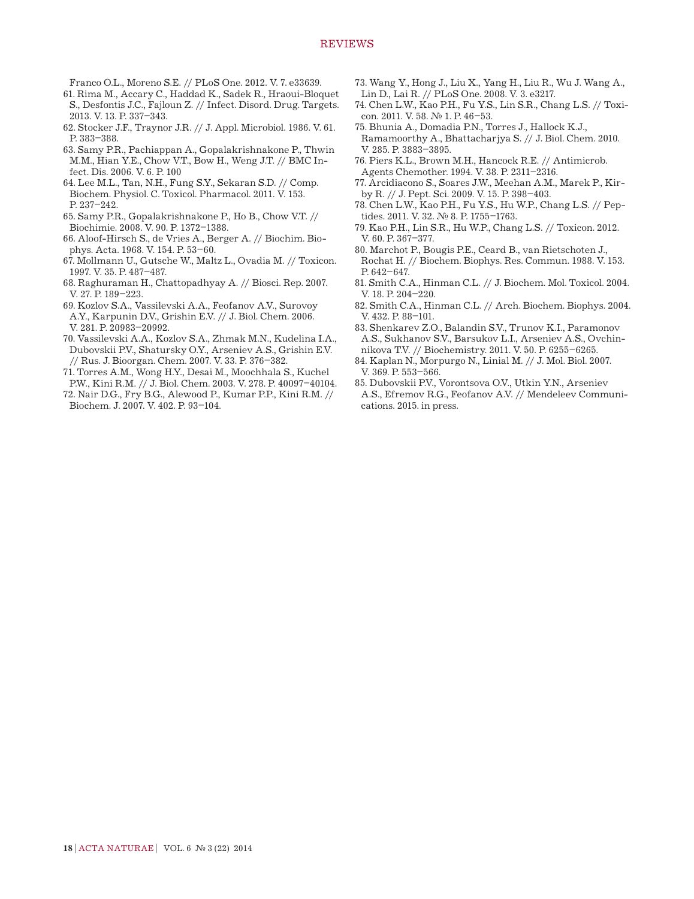Franco O.L., Moreno S.E. // PLoS One. 2012. V. 7. e33639.

61. Rima M., Accary C., Haddad K., Sadek R., Hraoui-Bloquet S., Desfontis J.C., Fajloun Z. // Infect. Disord. Drug. Targets. 2013. V. 13. P. 337–343.
62. Stocker J.F., Traynor J.R. // J. Appl. Microbiol. 1986. V. 61. P. 383–388.
63. Samy P.R., Pachiappan A., Gopalakrishnakone P., Thwin M.M., Hian Y.E., Chow V.T., Bow H., Weng J.T. // BMC Infect. Dis. 2006. V. 6. P. 100
64. Lee M.L., Tan, N.H., Fung S.Y., Sekaran S.D. // Comp. Biochem. Physiol. C. Toxicol. Pharmacol. 2011. V. 153. P. 237–242.
65. Samy P.R., Gopalakrishnakone P., Ho B., Chow V.T. // Biochimie. 2008. V. 90. P. 1372–1388.
66. Aloof-Hirsch S., de Vries A., Berger A. // Biochim. Biophys. Acta. 1968. V. 154. P. 53–60.
67. Mollmann U., Gutsche W., Maltz L., Ovadia M. // Toxicon. 1997. V. 35. P. 487–487.
68. Raghuraman H., Chattopadhyay A. // Biosci. Rep. 2007. V. 27. P. 189–223.
69. Kozlov S.A., Vassilevski A.A., Feofanov A.V., Surovoy A.Y., Karpunin D.V., Grishin E.V. // J. Biol. Chem. 2006. V. 281. P. 20983–20992.
70. Vassilevski A.A., Kozlov S.A., Zhmak M.N., Kudelina I.A., Dubovskii P.V., Shatursky O.Y., Arseniev A.S., Grishin E.V. // Rus. J. Bioorgan. Chem. 2007. V. 33. P. 376–382.
71. Torres A.M., Wong H.Y., Desai M., Moochhala S., Kuchel P.W., Kini R.M. // J. Biol. Chem. 2003. V. 278. P. 40097–40104.
72. Nair D.G., Fry B.G., Alewood P., Kumar P.P., Kini R.M. // Biochem. J. 2007. V. 402. P. 93–104.
73. Wang Y., Hong J., Liu X., Yang H., Liu R., Wu J. Wang A., Lin D., Lai R. // PLoS One. 2008. V. 3. e3217.
74. Chen L.W., Kao P.H., Fu Y.S., Lin S.R., Chang L.S. // Toxicon. 2011. V. 58. № 1. P. 46–53.
75. Bhunia A., Domadia P.N., Torres J., Hallock K.J., Ramamoorthy A., Bhattacharjya S. // J. Biol. Chem. 2010. V. 285. P. 3883–3895.
76. Piers K.L., Brown M.H., Hancock R.E. // Antimicrob. Agents Chemother. 1994. V. 38. P. 2311–2316.
77. Arcidiacono S., Soares J.W., Meehan A.M., Marek P., Kirby R. // J. Pept. Sci. 2009. V. 15. P. 398–403.
78. Chen L.W., Kao P.H., Fu Y.S., Hu W.P., Chang L.S. // Peptides. 2011. V. 32. № 8. P. 1755–1763.
79. Kao P.H., Lin S.R., Hu W.P., Chang L.S. // Toxicon. 2012. V. 60. P. 367–377.
80. Marchot P., Bougis P.E., Ceard B., van Rietschoten J., Rochat H. // Biochem. Biophys. Res. Commun. 1988. V. 153. P. 642–647.
81. Smith C.A., Hinman C.L. // J. Biochem. Mol. Toxicol. 2004. V. 18. P. 204–220.
82. Smith C.A., Hinman C.L. // Arch. Biochem. Biophys. 2004. V. 432. P. 88–101.
83. Shenkarev Z.O., Balandin S.V., Trunov K.I., Paramonov A.S., Sukhanov S.V., Barsukov L.I., Arseniev A.S., Ovchinnikova T.V. // Biochemistry. 2011. V. 50. P. 6255–6265.
84. Kaplan N., Morpurgo N., Linial M. // J. Mol. Biol. 2007. V. 369. P. 553–566.
85. Dubovskii P.V., Vorontsova O.V., Utkin Y.N., Arseniev A.S., Efremov R.G., Feofanov A.V. // Mendeleev Communications. 2015. in press.